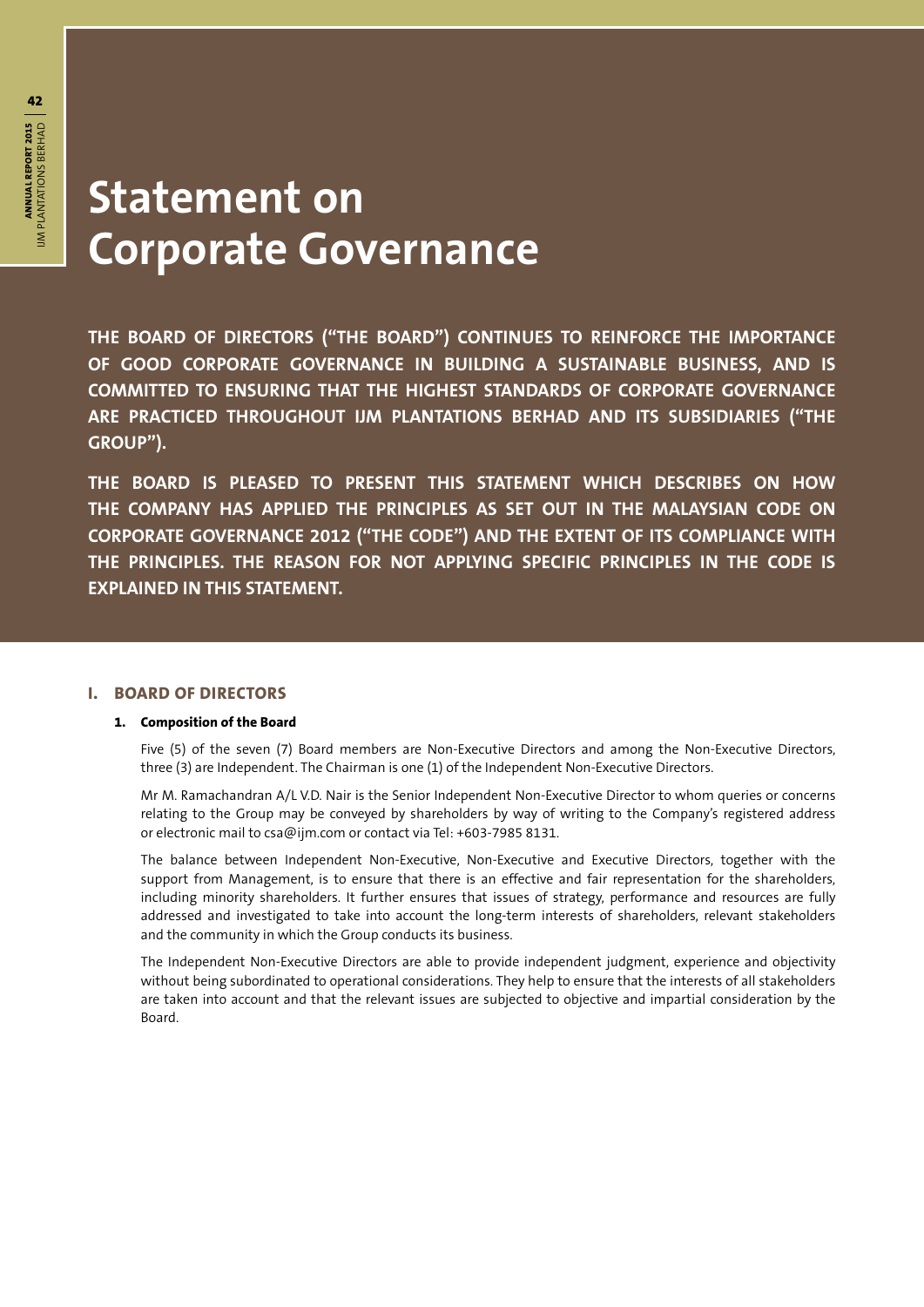# Statement on Corporate Governance

**THE BOARD OF DIRECTORS ("THE BOARD") CONTINUES TO REINFORCE THE IMPORTANCE OF GOOD CORPORATE GOVERNANCE IN BUILDING A SUSTAINABLE BUSINESS, AND IS COMMITTED TO ENSURING THAT THE HIGHEST STANDARDS OF CORPORATE GOVERNANCE ARE PRACTICED THROUGHOUT IJM PLANTATIONS BERHAD AND ITS SUBSIDIARIES ("THE GROUP").**

**THE BOARD IS PLEASED TO PRESENT THIS STATEMENT WHICH DESCRIBES ON HOW THE COMPANY HAS APPLIED THE PRINCIPLES AS SET OUT IN THE MALAYSIAN CODE ON CORPORATE GOVERNANCE 2012 ("THE CODE") AND THE EXTENT OF ITS COMPLIANCE WITH THE PRINCIPLES. THE REASON FOR NOT APPLYING SPECIFIC PRINCIPLES IN THE CODE IS EXPLAINED IN THIS STATEMENT.**

## I. BOARD OF DIRECTORS

### 1. Composition of the Board

Five (5) of the seven (7) Board members are Non-Executive Directors and among the Non-Executive Directors, three (3) are Independent. The Chairman is one (1) of the Independent Non-Executive Directors.

Mr M. Ramachandran A/L V.D. Nair is the Senior Independent Non-Executive Director to whom queries or concerns relating to the Group may be conveyed by shareholders by way of writing to the Company's registered address or electronic mail to csa@ijm.com or contact via Tel: +603-7985 8131.

The balance between Independent Non-Executive, Non-Executive and Executive Directors, together with the support from Management, is to ensure that there is an effective and fair representation for the shareholders, including minority shareholders. It further ensures that issues of strategy, performance and resources are fully addressed and investigated to take into account the long-term interests of shareholders, relevant stakeholders and the community in which the Group conducts its business.

The Independent Non-Executive Directors are able to provide independent judgment, experience and objectivity without being subordinated to operational considerations. They help to ensure that the interests of all stakeholders are taken into account and that the relevant issues are subjected to objective and impartial consideration by the Board.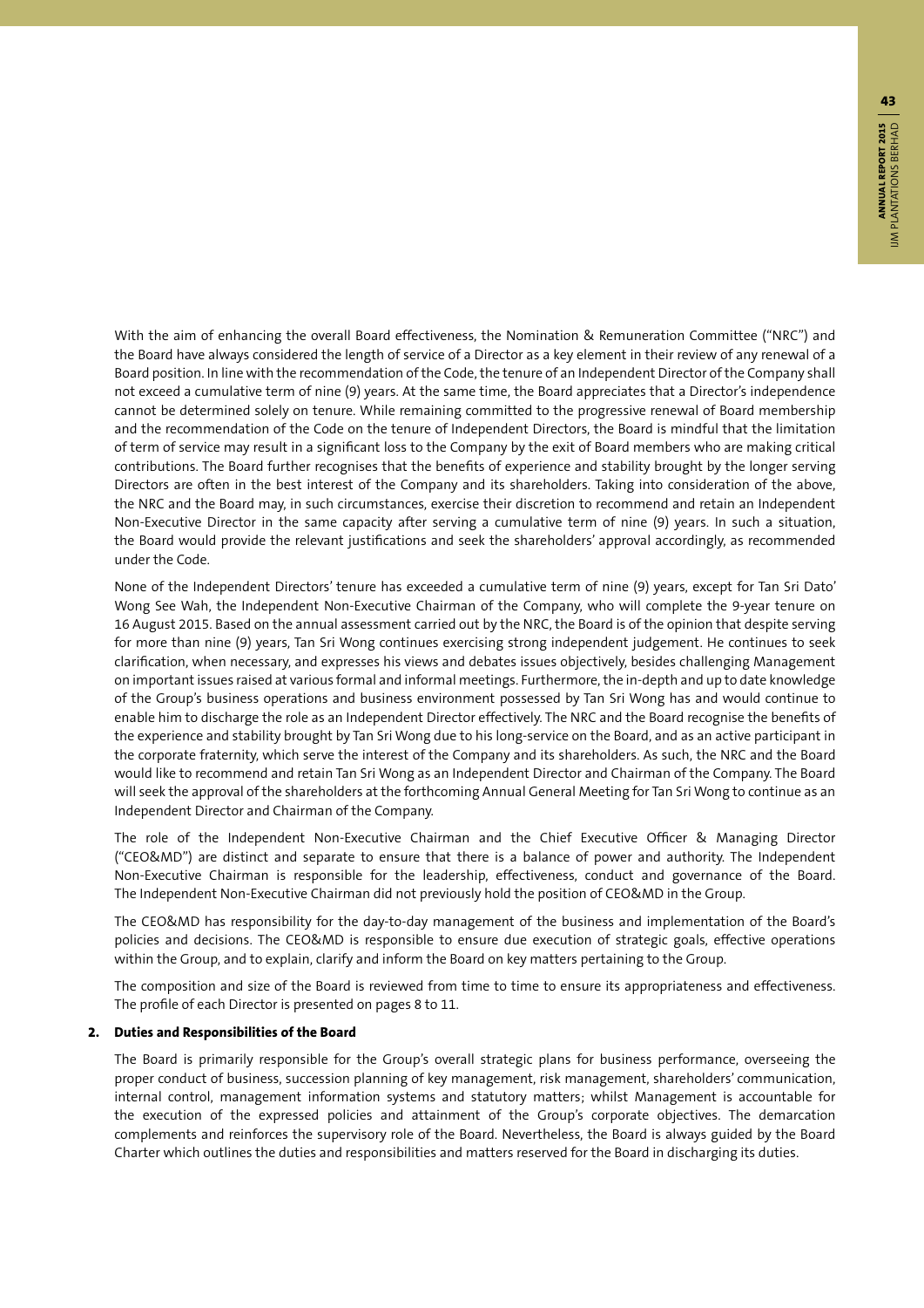With the aim of enhancing the overall Board effectiveness, the Nomination & Remuneration Committee ("NRC") and the Board have always considered the length of service of a Director as a key element in their review of any renewal of a Board position. In line with the recommendation of the Code, the tenure of an Independent Director of the Company shall not exceed a cumulative term of nine (9) years. At the same time, the Board appreciates that a Director's independence cannot be determined solely on tenure. While remaining committed to the progressive renewal of Board membership and the recommendation of the Code on the tenure of Independent Directors, the Board is mindful that the limitation of term of service may result in a significant loss to the Company by the exit of Board members who are making critical contributions. The Board further recognises that the benefits of experience and stability brought by the longer serving Directors are often in the best interest of the Company and its shareholders. Taking into consideration of the above, the NRC and the Board may, in such circumstances, exercise their discretion to recommend and retain an Independent Non-Executive Director in the same capacity after serving a cumulative term of nine (9) years. In such a situation, the Board would provide the relevant justifications and seek the shareholders' approval accordingly, as recommended under the Code.

None of the Independent Directors' tenure has exceeded a cumulative term of nine (9) years, except for Tan Sri Dato' Wong See Wah, the Independent Non-Executive Chairman of the Company, who will complete the 9-year tenure on 16 August 2015. Based on the annual assessment carried out by the NRC, the Board is of the opinion that despite serving for more than nine (9) years, Tan Sri Wong continues exercising strong independent judgement. He continues to seek clarification, when necessary, and expresses his views and debates issues objectively, besides challenging Management on important issues raised at various formal and informal meetings. Furthermore, the in-depth and up to date knowledge of the Group's business operations and business environment possessed by Tan Sri Wong has and would continue to enable him to discharge the role as an Independent Director effectively. The NRC and the Board recognise the benefits of the experience and stability brought by Tan Sri Wong due to his long-service on the Board, and as an active participant in the corporate fraternity, which serve the interest of the Company and its shareholders. As such, the NRC and the Board would like to recommend and retain Tan Sri Wong as an Independent Director and Chairman of the Company. The Board will seek the approval of the shareholders at the forthcoming Annual General Meeting for Tan Sri Wong to continue as an Independent Director and Chairman of the Company.

The role of the Independent Non-Executive Chairman and the Chief Executive Officer & Managing Director ("CEO&MD") are distinct and separate to ensure that there is a balance of power and authority. The Independent Non-Executive Chairman is responsible for the leadership, effectiveness, conduct and governance of the Board. The Independent Non-Executive Chairman did not previously hold the position of CEO&MD in the Group.

The CEO&MD has responsibility for the day-to-day management of the business and implementation of the Board's policies and decisions. The CEO&MD is responsible to ensure due execution of strategic goals, effective operations within the Group, and to explain, clarify and inform the Board on key matters pertaining to the Group.

The composition and size of the Board is reviewed from time to time to ensure its appropriateness and effectiveness. The profile of each Director is presented on pages 8 to 11.

**2. Duties and Responsibilities of the Board**

The Board is primarily responsible for the Group's overall strategic plans for business performance, overseeing the proper conduct of business, succession planning of key management, risk management, shareholders' communication, internal control, management information systems and statutory matters; whilst Management is accountable for the execution of the expressed policies and attainment of the Group's corporate objectives. The demarcation complements and reinforces the supervisory role of the Board. Nevertheless, the Board is always guided by the Board Charter which outlines the duties and responsibilities and matters reserved for the Board in discharging its duties.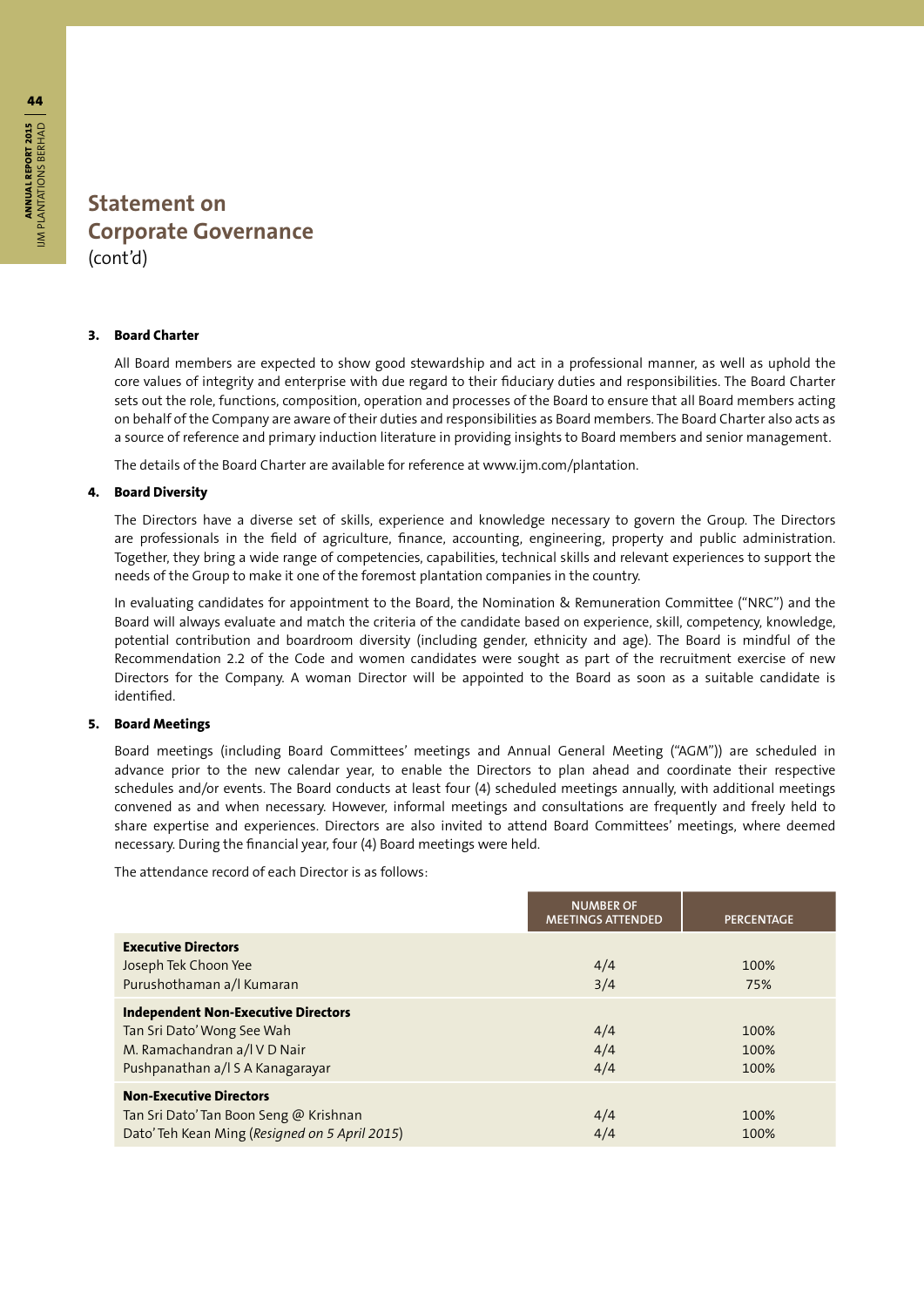# Statement on Corporate Governance
(cont'd)

### 3. Board Charter

All Board members are expected to show good stewardship and act in a professional manner, as well as uphold the core values of integrity and enterprise with due regard to their fiduciary duties and responsibilities. The Board Charter sets out the role, functions, composition, operation and processes of the Board to ensure that all Board members acting on behalf of the Company are aware of their duties and responsibilities as Board members. The Board Charter also acts as a source of reference and primary induction literature in providing insights to Board members and senior management.

The details of the Board Charter are available for reference at www.ijm.com/plantation.

### 4. Board Diversity

The Directors have a diverse set of skills, experience and knowledge necessary to govern the Group. The Directors are professionals in the field of agriculture, finance, accounting, engineering, property and public administration. Together, they bring a wide range of competencies, capabilities, technical skills and relevant experiences to support the needs of the Group to make it one of the foremost plantation companies in the country.

In evaluating candidates for appointment to the Board, the Nomination & Remuneration Committee ("NRC") and the Board will always evaluate and match the criteria of the candidate based on experience, skill, competency, knowledge, potential contribution and boardroom diversity (including gender, ethnicity and age). The Board is mindful of the Recommendation 2.2 of the Code and women candidates were sought as part of the recruitment exercise of new Directors for the Company. A woman Director will be appointed to the Board as soon as a suitable candidate is identified.

### 5. Board Meetings

Board meetings (including Board Committees' meetings and Annual General Meeting ("AGM")) are scheduled in advance prior to the new calendar year, to enable the Directors to plan ahead and coordinate their respective schedules and/or events. The Board conducts at least four (4) scheduled meetings annually, with additional meetings convened as and when necessary. However, informal meetings and consultations are frequently and freely held to share expertise and experiences. Directors are also invited to attend Board Committees' meetings, where deemed necessary. During the financial year, four (4) Board meetings were held.

The attendance record of each Director is as follows:

| | NUMBER OF MEETINGS ATTENDED | PERCENTAGE |
|---|---|---|
| **Executive Directors** | | |
| Joseph Tek Choon Yee | 4/4 | 100% |
| Purushothaman a/l Kumaran | 3/4 | 75% |
| **Independent Non-Executive Directors** | | |
| Tan Sri Dato' Wong See Wah | 4/4 | 100% |
| M. Ramachandran a/l V D Nair | 4/4 | 100% |
| Pushpanathan a/l S A Kanagarayar | 4/4 | 100% |
| **Non-Executive Directors** | | |
| Tan Sri Dato' Tan Boon Seng @ Krishnan | 4/4 | 100% |
| Dato' Teh Kean Ming (*Resigned on 5 April 2015*) | 4/4 | 100% |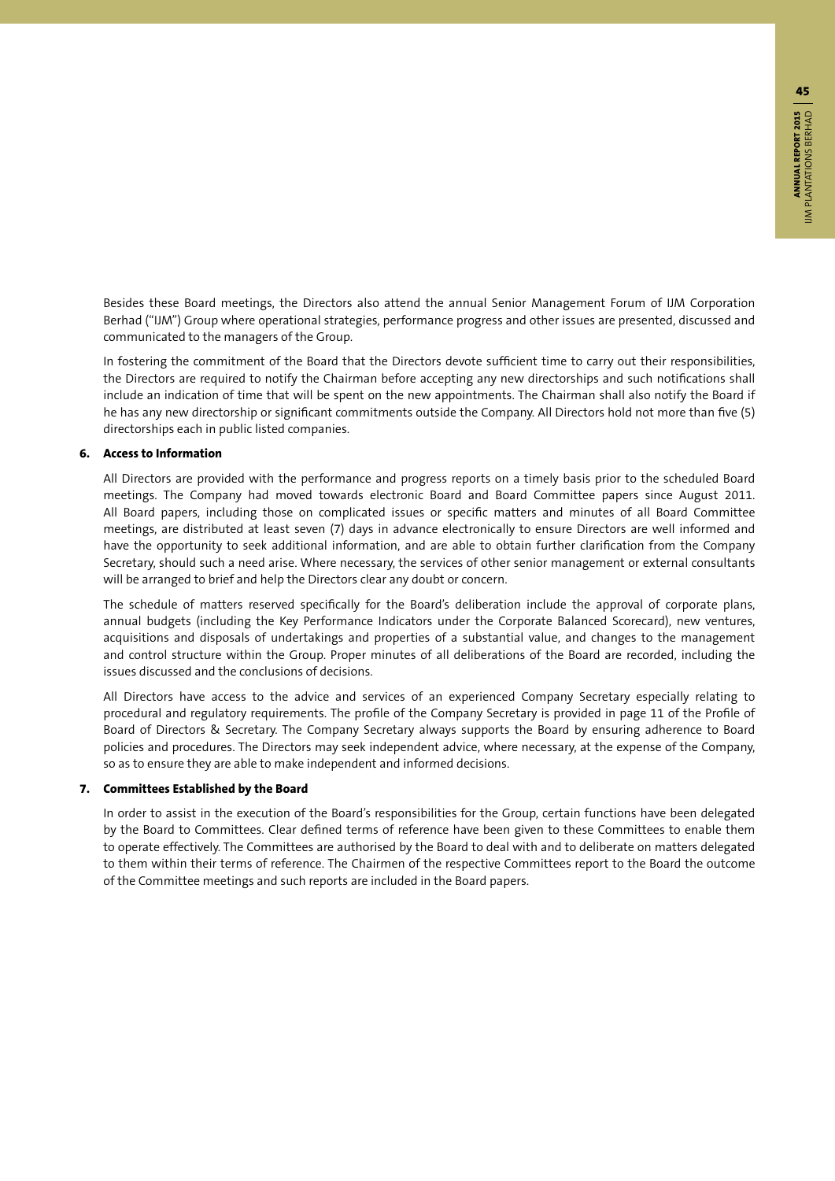Besides these Board meetings, the Directors also attend the annual Senior Management Forum of IJM Corporation Berhad ("IJM") Group where operational strategies, performance progress and other issues are presented, discussed and communicated to the managers of the Group.

In fostering the commitment of the Board that the Directors devote sufficient time to carry out their responsibilities, the Directors are required to notify the Chairman before accepting any new directorships and such notifications shall include an indication of time that will be spent on the new appointments. The Chairman shall also notify the Board if he has any new directorship or significant commitments outside the Company. All Directors hold not more than five (5) directorships each in public listed companies.

**6. Access to Information**

All Directors are provided with the performance and progress reports on a timely basis prior to the scheduled Board meetings. The Company had moved towards electronic Board and Board Committee papers since August 2011. All Board papers, including those on complicated issues or specific matters and minutes of all Board Committee meetings, are distributed at least seven (7) days in advance electronically to ensure Directors are well informed and have the opportunity to seek additional information, and are able to obtain further clarification from the Company Secretary, should such a need arise. Where necessary, the services of other senior management or external consultants will be arranged to brief and help the Directors clear any doubt or concern.

The schedule of matters reserved specifically for the Board's deliberation include the approval of corporate plans, annual budgets (including the Key Performance Indicators under the Corporate Balanced Scorecard), new ventures, acquisitions and disposals of undertakings and properties of a substantial value, and changes to the management and control structure within the Group. Proper minutes of all deliberations of the Board are recorded, including the issues discussed and the conclusions of decisions.

All Directors have access to the advice and services of an experienced Company Secretary especially relating to procedural and regulatory requirements. The profile of the Company Secretary is provided in page 11 of the Profile of Board of Directors & Secretary. The Company Secretary always supports the Board by ensuring adherence to Board policies and procedures. The Directors may seek independent advice, where necessary, at the expense of the Company, so as to ensure they are able to make independent and informed decisions.

**7. Committees Established by the Board**

In order to assist in the execution of the Board's responsibilities for the Group, certain functions have been delegated by the Board to Committees. Clear defined terms of reference have been given to these Committees to enable them to operate effectively. The Committees are authorised by the Board to deal with and to deliberate on matters delegated to them within their terms of reference. The Chairmen of the respective Committees report to the Board the outcome of the Committee meetings and such reports are included in the Board papers.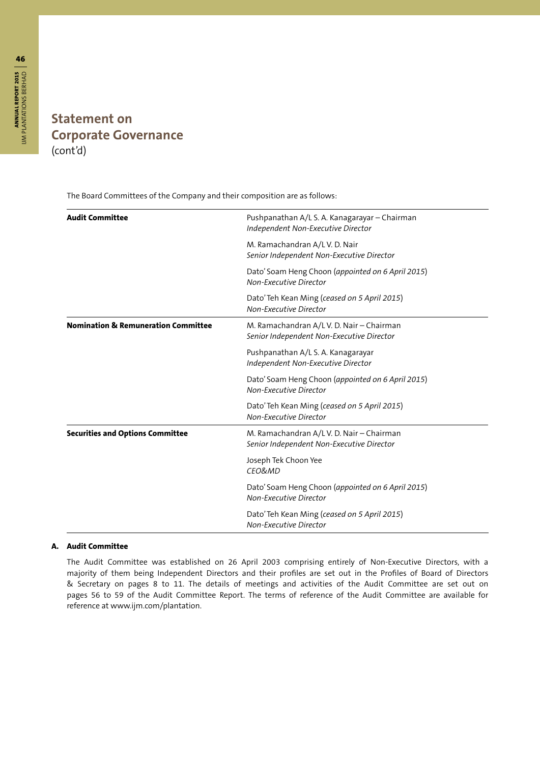# Statement on Corporate Governance
(cont'd)

The Board Committees of the Company and their composition are as follows:

| | |
|---|---|
| **Audit Committee** | Pushpanathan A/L S. A. Kanagarayar – Chairman<br>*Independent Non-Executive Director* |
| | M. Ramachandran A/L V. D. Nair<br>*Senior Independent Non-Executive Director* |
| | Dato' Soam Heng Choon (*appointed on 6 April 2015*)<br>*Non-Executive Director* |
| | Dato' Teh Kean Ming (*ceased on 5 April 2015*)<br>*Non-Executive Director* |
| **Nomination & Remuneration Committee** | M. Ramachandran A/L V. D. Nair – Chairman<br>*Senior Independent Non-Executive Director* |
| | Pushpanathan A/L S. A. Kanagarayar<br>*Independent Non-Executive Director* |
| | Dato' Soam Heng Choon (*appointed on 6 April 2015*)<br>*Non-Executive Director* |
| | Dato' Teh Kean Ming (*ceased on 5 April 2015*)<br>*Non-Executive Director* |
| **Securities and Options Committee** | M. Ramachandran A/L V. D. Nair – Chairman<br>*Senior Independent Non-Executive Director* |
| | Joseph Tek Choon Yee<br>*CEO&MD* |
| | Dato' Soam Heng Choon (*appointed on 6 April 2015*)<br>*Non-Executive Director* |
| | Dato' Teh Kean Ming (*ceased on 5 April 2015*)<br>*Non-Executive Director* |

**A. Audit Committee**

The Audit Committee was established on 26 April 2003 comprising entirely of Non-Executive Directors, with a majority of them being Independent Directors and their profiles are set out in the Profiles of Board of Directors & Secretary on pages 8 to 11. The details of meetings and activities of the Audit Committee are set out on pages 56 to 59 of the Audit Committee Report. The terms of reference of the Audit Committee are available for reference at www.ijm.com/plantation.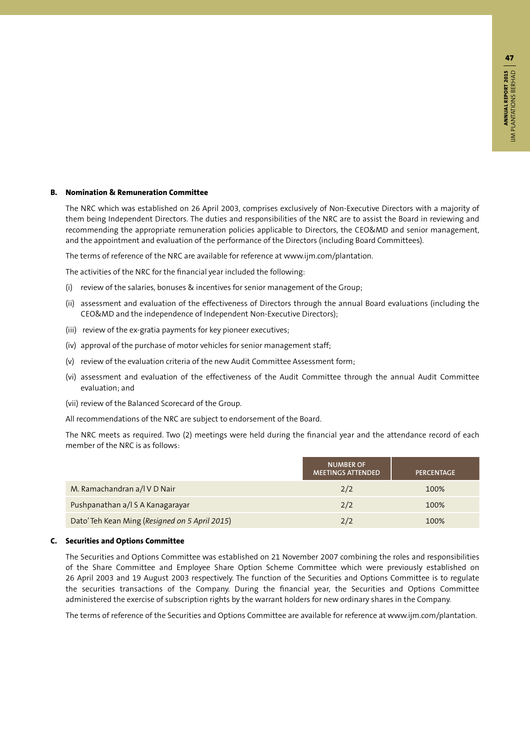### B. Nomination & Remuneration Committee

The NRC which was established on 26 April 2003, comprises exclusively of Non-Executive Directors with a majority of them being Independent Directors. The duties and responsibilities of the NRC are to assist the Board in reviewing and recommending the appropriate remuneration policies applicable to Directors, the CEO&MD and senior management, and the appointment and evaluation of the performance of the Directors (including Board Committees).

The terms of reference of the NRC are available for reference at www.ijm.com/plantation.

The activities of the NRC for the financial year included the following:

(i) review of the salaries, bonuses & incentives for senior management of the Group;

(ii) assessment and evaluation of the effectiveness of Directors through the annual Board evaluations (including the CEO&MD and the independence of Independent Non-Executive Directors);

(iii) review of the ex-gratia payments for key pioneer executives;

(iv) approval of the purchase of motor vehicles for senior management staff;

(v) review of the evaluation criteria of the new Audit Committee Assessment form;

(vi) assessment and evaluation of the effectiveness of the Audit Committee through the annual Audit Committee evaluation; and

(vii) review of the Balanced Scorecard of the Group.

All recommendations of the NRC are subject to endorsement of the Board.

The NRC meets as required. Two (2) meetings were held during the financial year and the attendance record of each member of the NRC is as follows:

| | NUMBER OF MEETINGS ATTENDED | PERCENTAGE |
|---|---|---|
| M. Ramachandran a/l V D Nair | 2/2 | 100% |
| Pushpanathan a/l S A Kanagarayar | 2/2 | 100% |
| Dato' Teh Kean Ming (*Resigned on 5 April 2015*) | 2/2 | 100% |

### C. Securities and Options Committee

The Securities and Options Committee was established on 21 November 2007 combining the roles and responsibilities of the Share Committee and Employee Share Option Scheme Committee which were previously established on 26 April 2003 and 19 August 2003 respectively. The function of the Securities and Options Committee is to regulate the securities transactions of the Company. During the financial year, the Securities and Options Committee administered the exercise of subscription rights by the warrant holders for new ordinary shares in the Company.

The terms of reference of the Securities and Options Committee are available for reference at www.ijm.com/plantation.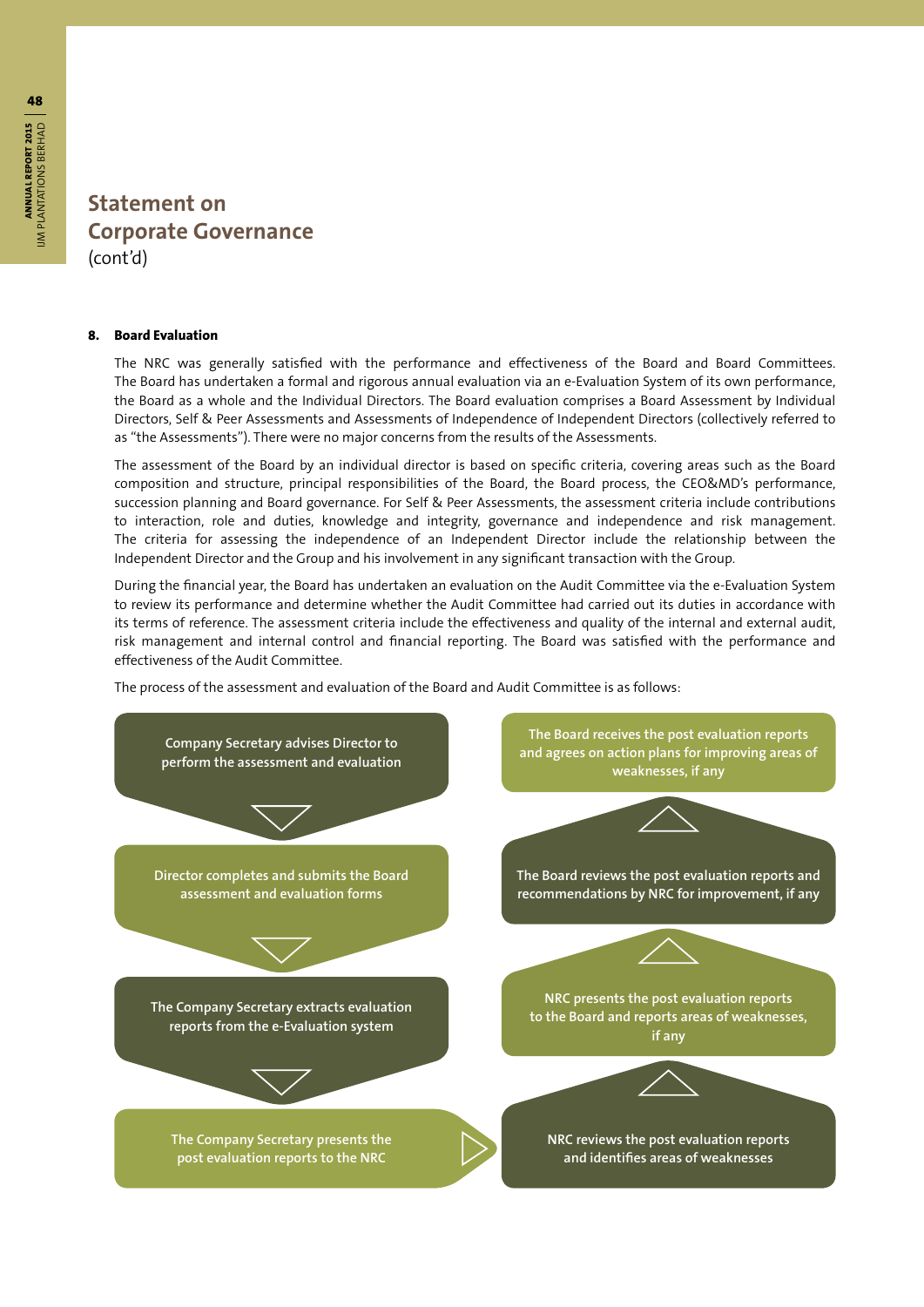# Statement on Corporate Governance
(cont'd)

**8. Board Evaluation**

The NRC was generally satisfied with the performance and effectiveness of the Board and Board Committees. The Board has undertaken a formal and rigorous annual evaluation via an e-Evaluation System of its own performance, the Board as a whole and the Individual Directors. The Board evaluation comprises a Board Assessment by Individual Directors, Self & Peer Assessments and Assessments of Independence of Independent Directors (collectively referred to as "the Assessments"). There were no major concerns from the results of the Assessments.

The assessment of the Board by an individual director is based on specific criteria, covering areas such as the Board composition and structure, principal responsibilities of the Board, the Board process, the CEO&MD's performance, succession planning and Board governance. For Self & Peer Assessments, the assessment criteria include contributions to interaction, role and duties, knowledge and integrity, governance and independence and risk management. The criteria for assessing the independence of an Independent Director include the relationship between the Independent Director and the Group and his involvement in any significant transaction with the Group.

During the financial year, the Board has undertaken an evaluation on the Audit Committee via the e-Evaluation System to review its performance and determine whether the Audit Committee had carried out its duties in accordance with its terms of reference. The assessment criteria include the effectiveness and quality of the internal and external audit, risk management and internal control and financial reporting. The Board was satisfied with the performance and effectiveness of the Audit Committee.

The process of the assessment and evaluation of the Board and Audit Committee is as follows:

1. Company Secretary advises Director to perform the assessment and evaluation
2. Director completes and submits the Board assessment and evaluation forms
3. The Company Secretary extracts evaluation reports from the e-Evaluation system
4. The Company Secretary presents the post evaluation reports to the NRC
5. NRC reviews the post evaluation reports and identifies areas of weaknesses
6. NRC presents the post evaluation reports to the Board and reports areas of weaknesses, if any
7. The Board reviews the post evaluation reports and recommendations by NRC for improvement, if any
8. The Board receives the post evaluation reports and agrees on action plans for improving areas of weaknesses, if any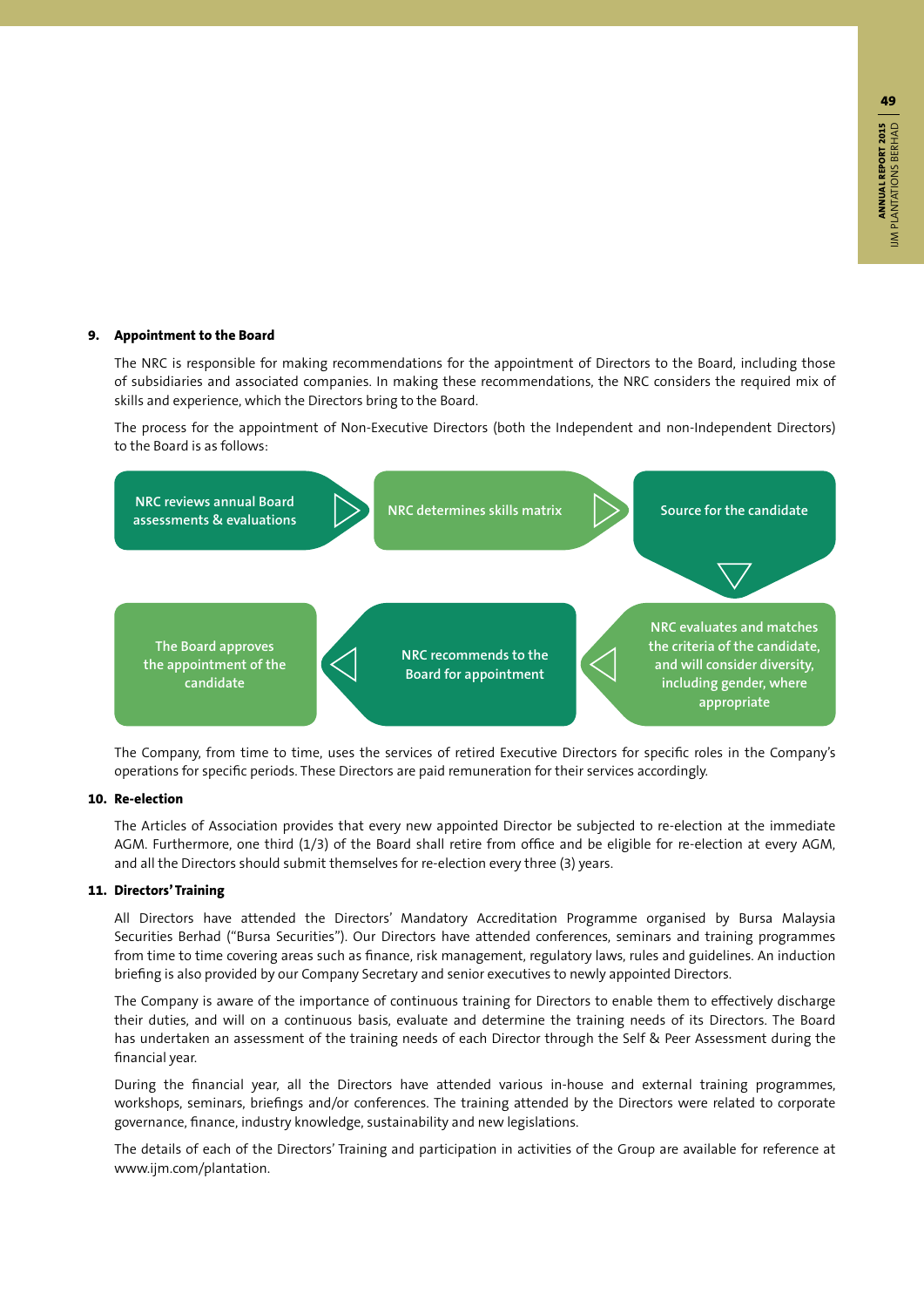### 9. Appointment to the Board

The NRC is responsible for making recommendations for the appointment of Directors to the Board, including those of subsidiaries and associated companies. In making these recommendations, the NRC considers the required mix of skills and experience, which the Directors bring to the Board.

The process for the appointment of Non-Executive Directors (both the Independent and non-Independent Directors) to the Board is as follows:

1. NRC reviews annual Board assessments & evaluations
2. NRC determines skills matrix
3. Source for the candidate
4. NRC evaluates and matches the criteria of the candidate, and will consider diversity, including gender, where appropriate
5. NRC recommends to the Board for appointment
6. The Board approves the appointment of the candidate

The Company, from time to time, uses the services of retired Executive Directors for specific roles in the Company's operations for specific periods. These Directors are paid remuneration for their services accordingly.

### 10. Re-election

The Articles of Association provides that every new appointed Director be subjected to re-election at the immediate AGM. Furthermore, one third (1/3) of the Board shall retire from office and be eligible for re-election at every AGM, and all the Directors should submit themselves for re-election every three (3) years.

### 11. Directors' Training

All Directors have attended the Directors' Mandatory Accreditation Programme organised by Bursa Malaysia Securities Berhad ("Bursa Securities"). Our Directors have attended conferences, seminars and training programmes from time to time covering areas such as finance, risk management, regulatory laws, rules and guidelines. An induction briefing is also provided by our Company Secretary and senior executives to newly appointed Directors.

The Company is aware of the importance of continuous training for Directors to enable them to effectively discharge their duties, and will on a continuous basis, evaluate and determine the training needs of its Directors. The Board has undertaken an assessment of the training needs of each Director through the Self & Peer Assessment during the financial year.

During the financial year, all the Directors have attended various in-house and external training programmes, workshops, seminars, briefings and/or conferences. The training attended by the Directors were related to corporate governance, finance, industry knowledge, sustainability and new legislations.

The details of each of the Directors' Training and participation in activities of the Group are available for reference at www.ijm.com/plantation.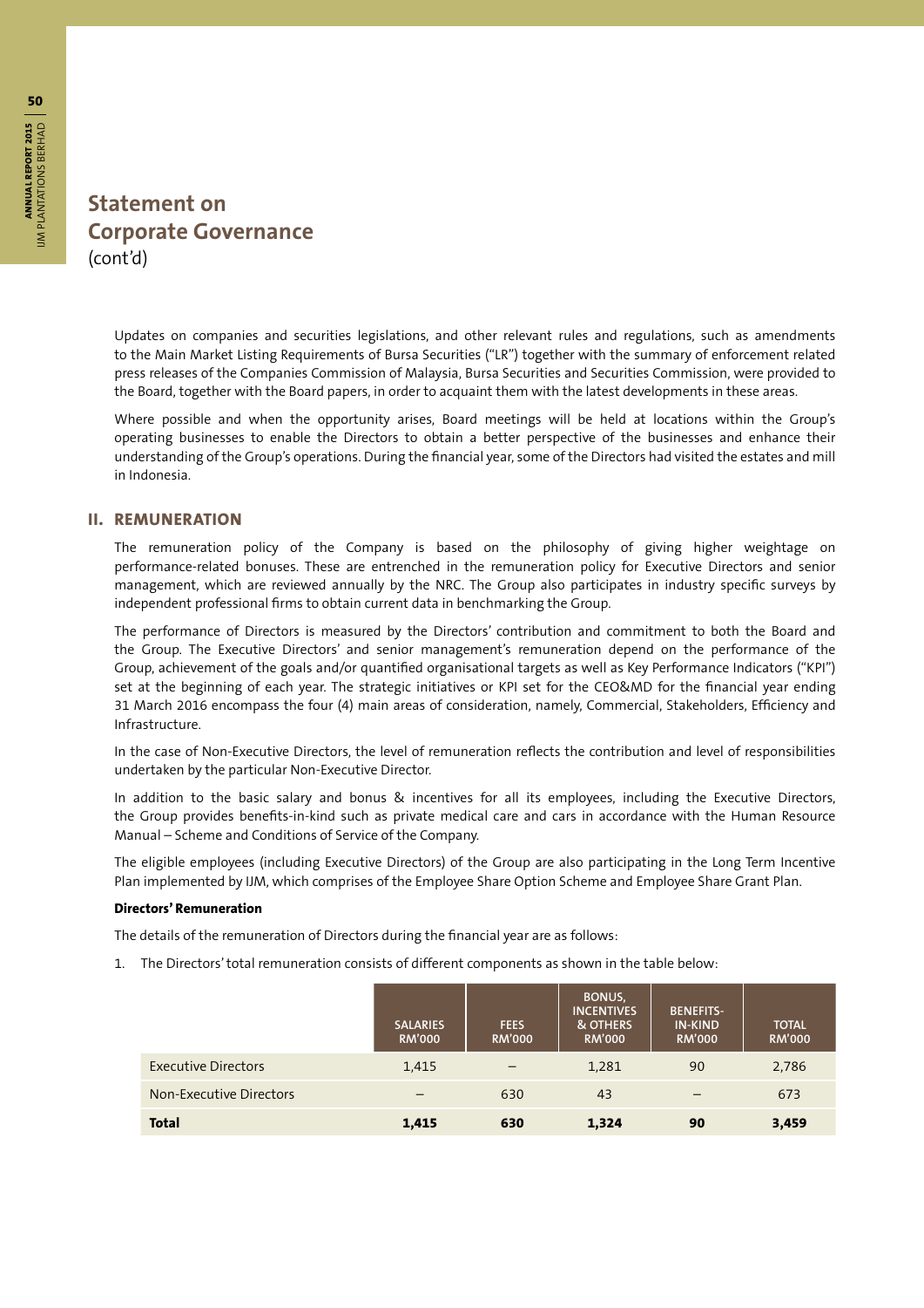# Statement on Corporate Governance
(cont'd)

Updates on companies and securities legislations, and other relevant rules and regulations, such as amendments to the Main Market Listing Requirements of Bursa Securities ("LR") together with the summary of enforcement related press releases of the Companies Commission of Malaysia, Bursa Securities and Securities Commission, were provided to the Board, together with the Board papers, in order to acquaint them with the latest developments in these areas.

Where possible and when the opportunity arises, Board meetings will be held at locations within the Group's operating businesses to enable the Directors to obtain a better perspective of the businesses and enhance their understanding of the Group's operations. During the financial year, some of the Directors had visited the estates and mill in Indonesia.

## II. REMUNERATION

The remuneration policy of the Company is based on the philosophy of giving higher weightage on performance-related bonuses. These are entrenched in the remuneration policy for Executive Directors and senior management, which are reviewed annually by the NRC. The Group also participates in industry specific surveys by independent professional firms to obtain current data in benchmarking the Group.

The performance of Directors is measured by the Directors' contribution and commitment to both the Board and the Group. The Executive Directors' and senior management's remuneration depend on the performance of the Group, achievement of the goals and/or quantified organisational targets as well as Key Performance Indicators ("KPI") set at the beginning of each year. The strategic initiatives or KPI set for the CEO&MD for the financial year ending 31 March 2016 encompass the four (4) main areas of consideration, namely, Commercial, Stakeholders, Efficiency and Infrastructure.

In the case of Non-Executive Directors, the level of remuneration reflects the contribution and level of responsibilities undertaken by the particular Non-Executive Director.

In addition to the basic salary and bonus & incentives for all its employees, including the Executive Directors, the Group provides benefits-in-kind such as private medical care and cars in accordance with the Human Resource Manual – Scheme and Conditions of Service of the Company.

The eligible employees (including Executive Directors) of the Group are also participating in the Long Term Incentive Plan implemented by IJM, which comprises of the Employee Share Option Scheme and Employee Share Grant Plan.

**Directors' Remuneration**

The details of the remuneration of Directors during the financial year are as follows:

1. The Directors' total remuneration consists of different components as shown in the table below:

| | SALARIES RM'000 | FEES RM'000 | BONUS, INCENTIVES & OTHERS RM'000 | BENEFITS-IN-KIND RM'000 | TOTAL RM'000 |
|---|---|---|---|---|---|
| Executive Directors | 1,415 | – | 1,281 | 90 | 2,786 |
| Non-Executive Directors | – | 630 | 43 | – | 673 |
| **Total** | **1,415** | **630** | **1,324** | **90** | **3,459** |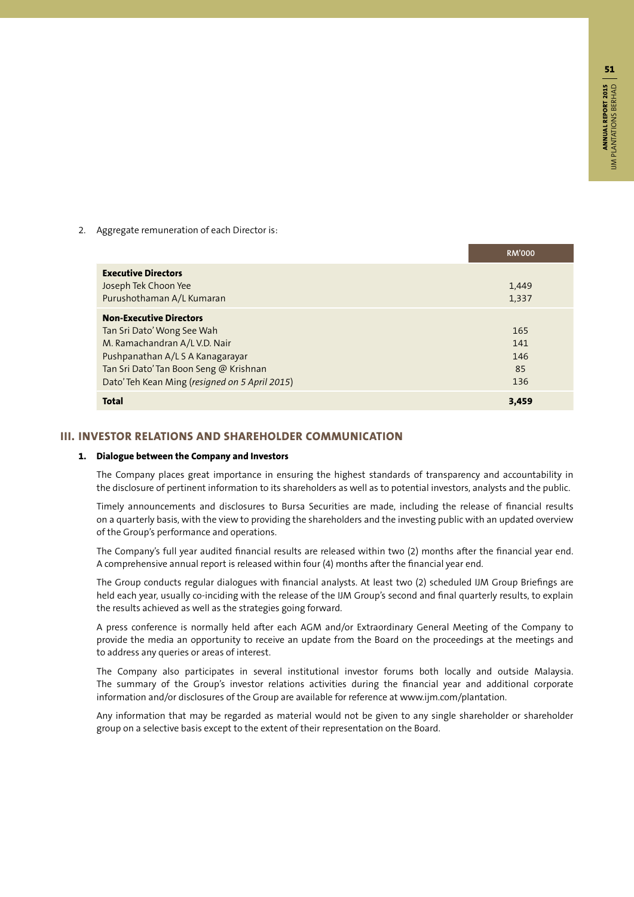2. Aggregate remuneration of each Director is:

| | RM'000 |
|---|---|
| **Executive Directors** | |
| Joseph Tek Choon Yee | 1,449 |
| Purushothaman A/L Kumaran | 1,337 |
| **Non-Executive Directors** | |
| Tan Sri Dato' Wong See Wah | 165 |
| M. Ramachandran A/L V.D. Nair | 141 |
| Pushpanathan A/L S A Kanagarayar | 146 |
| Tan Sri Dato' Tan Boon Seng @ Krishnan | 85 |
| Dato' Teh Kean Ming (*resigned on 5 April 2015*) | 136 |
| **Total** | **3,459** |

## III. INVESTOR RELATIONS AND SHAREHOLDER COMMUNICATION

### 1. Dialogue between the Company and Investors

The Company places great importance in ensuring the highest standards of transparency and accountability in the disclosure of pertinent information to its shareholders as well as to potential investors, analysts and the public.

Timely announcements and disclosures to Bursa Securities are made, including the release of financial results on a quarterly basis, with the view to providing the shareholders and the investing public with an updated overview of the Group's performance and operations.

The Company's full year audited financial results are released within two (2) months after the financial year end. A comprehensive annual report is released within four (4) months after the financial year end.

The Group conducts regular dialogues with financial analysts. At least two (2) scheduled IJM Group Briefings are held each year, usually co-inciding with the release of the IJM Group's second and final quarterly results, to explain the results achieved as well as the strategies going forward.

A press conference is normally held after each AGM and/or Extraordinary General Meeting of the Company to provide the media an opportunity to receive an update from the Board on the proceedings at the meetings and to address any queries or areas of interest.

The Company also participates in several institutional investor forums both locally and outside Malaysia. The summary of the Group's investor relations activities during the financial year and additional corporate information and/or disclosures of the Group are available for reference at www.ijm.com/plantation.

Any information that may be regarded as material would not be given to any single shareholder or shareholder group on a selective basis except to the extent of their representation on the Board.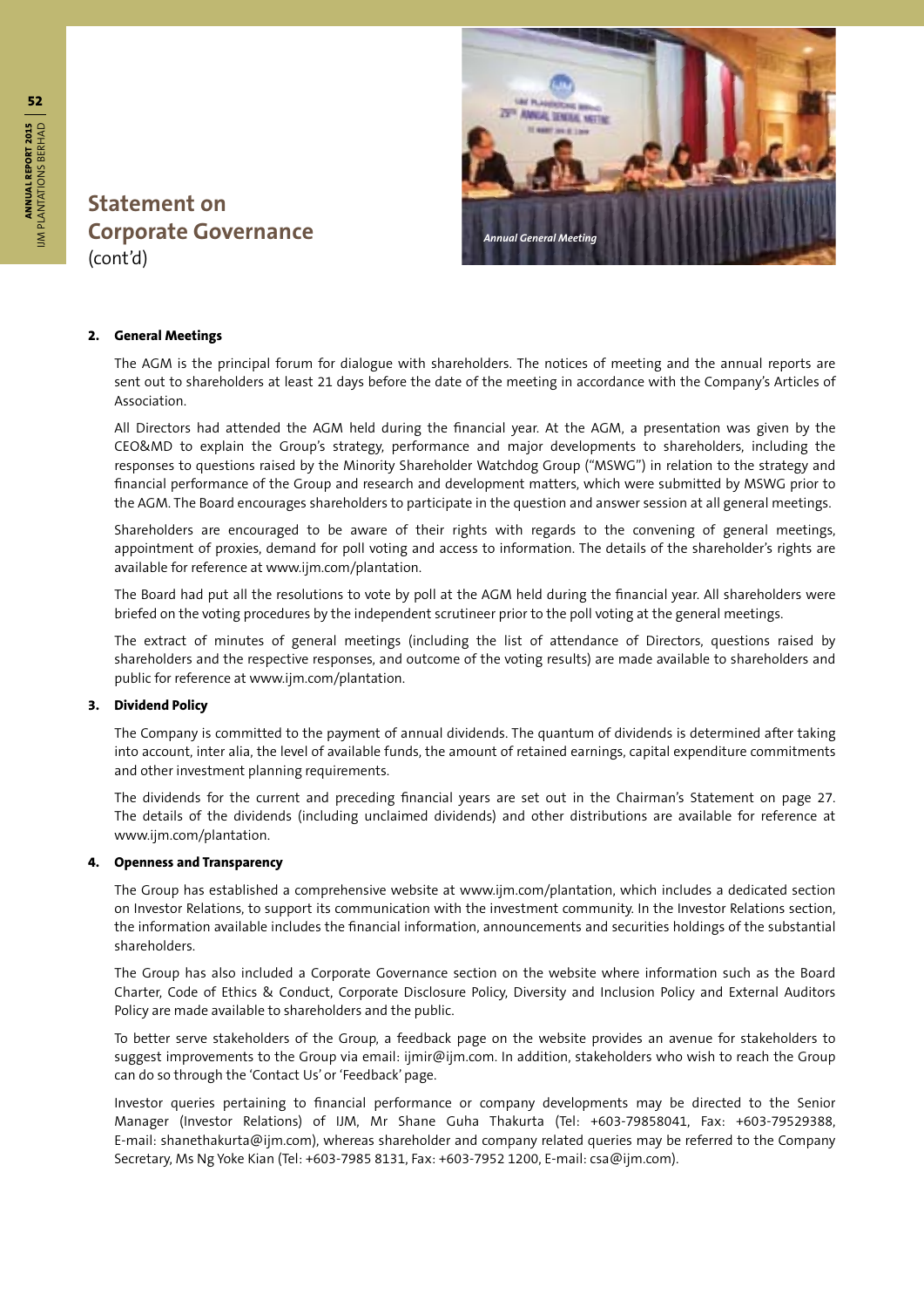# Statement on Corporate Governance
(cont'd)

Annual General Meeting

**2. General Meetings**

The AGM is the principal forum for dialogue with shareholders. The notices of meeting and the annual reports are sent out to shareholders at least 21 days before the date of the meeting in accordance with the Company's Articles of Association.

All Directors had attended the AGM held during the financial year. At the AGM, a presentation was given by the CEO&MD to explain the Group's strategy, performance and major developments to shareholders, including the responses to questions raised by the Minority Shareholder Watchdog Group ("MSWG") in relation to the strategy and financial performance of the Group and research and development matters, which were submitted by MSWG prior to the AGM. The Board encourages shareholders to participate in the question and answer session at all general meetings.

Shareholders are encouraged to be aware of their rights with regards to the convening of general meetings, appointment of proxies, demand for poll voting and access to information. The details of the shareholder's rights are available for reference at www.ijm.com/plantation.

The Board had put all the resolutions to vote by poll at the AGM held during the financial year. All shareholders were briefed on the voting procedures by the independent scrutineer prior to the poll voting at the general meetings.

The extract of minutes of general meetings (including the list of attendance of Directors, questions raised by shareholders and the respective responses, and outcome of the voting results) are made available to shareholders and public for reference at www.ijm.com/plantation.

**3. Dividend Policy**

The Company is committed to the payment of annual dividends. The quantum of dividends is determined after taking into account, inter alia, the level of available funds, the amount of retained earnings, capital expenditure commitments and other investment planning requirements.

The dividends for the current and preceding financial years are set out in the Chairman's Statement on page 27. The details of the dividends (including unclaimed dividends) and other distributions are available for reference at www.ijm.com/plantation.

**4. Openness and Transparency**

The Group has established a comprehensive website at www.ijm.com/plantation, which includes a dedicated section on Investor Relations, to support its communication with the investment community. In the Investor Relations section, the information available includes the financial information, announcements and securities holdings of the substantial shareholders.

The Group has also included a Corporate Governance section on the website where information such as the Board Charter, Code of Ethics & Conduct, Corporate Disclosure Policy, Diversity and Inclusion Policy and External Auditors Policy are made available to shareholders and the public.

To better serve stakeholders of the Group, a feedback page on the website provides an avenue for stakeholders to suggest improvements to the Group via email: ijmir@ijm.com. In addition, stakeholders who wish to reach the Group can do so through the 'Contact Us' or 'Feedback' page.

Investor queries pertaining to financial performance or company developments may be directed to the Senior Manager (Investor Relations) of IJM, Mr Shane Guha Thakurta (Tel: +603-79858041, Fax: +603-79529388, E-mail: shanethakurta@ijm.com), whereas shareholder and company related queries may be referred to the Company Secretary, Ms Ng Yoke Kian (Tel: +603-7985 8131, Fax: +603-7952 1200, E-mail: csa@ijm.com).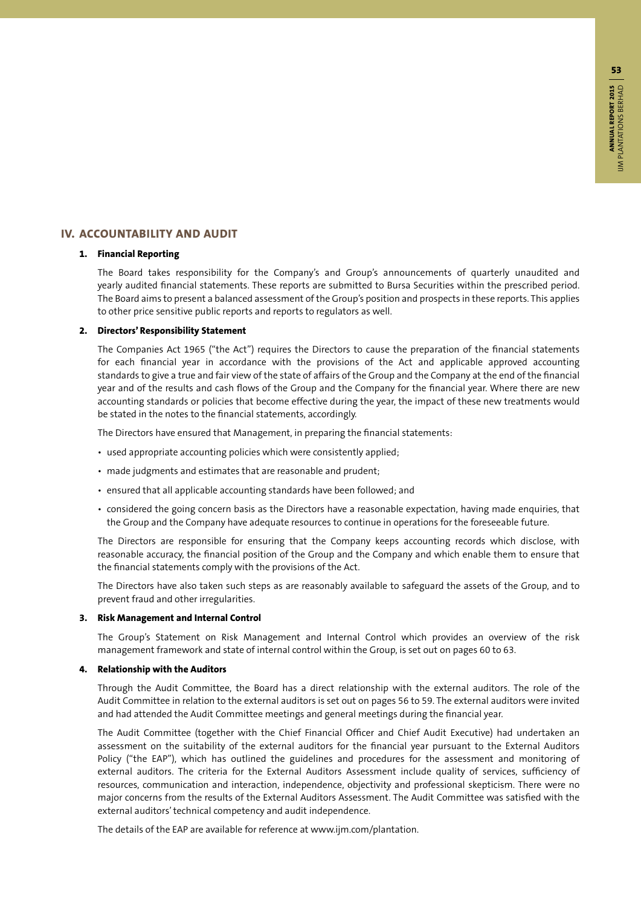## IV. ACCOUNTABILITY AND AUDIT

### 1. Financial Reporting

The Board takes responsibility for the Company's and Group's announcements of quarterly unaudited and yearly audited financial statements. These reports are submitted to Bursa Securities within the prescribed period. The Board aims to present a balanced assessment of the Group's position and prospects in these reports. This applies to other price sensitive public reports and reports to regulators as well.

### 2. Directors' Responsibility Statement

The Companies Act 1965 ("the Act") requires the Directors to cause the preparation of the financial statements for each financial year in accordance with the provisions of the Act and applicable approved accounting standards to give a true and fair view of the state of affairs of the Group and the Company at the end of the financial year and of the results and cash flows of the Group and the Company for the financial year. Where there are new accounting standards or policies that become effective during the year, the impact of these new treatments would be stated in the notes to the financial statements, accordingly.

The Directors have ensured that Management, in preparing the financial statements:

- used appropriate accounting policies which were consistently applied;
- made judgments and estimates that are reasonable and prudent;
- ensured that all applicable accounting standards have been followed; and
- considered the going concern basis as the Directors have a reasonable expectation, having made enquiries, that the Group and the Company have adequate resources to continue in operations for the foreseeable future.

The Directors are responsible for ensuring that the Company keeps accounting records which disclose, with reasonable accuracy, the financial position of the Group and the Company and which enable them to ensure that the financial statements comply with the provisions of the Act.

The Directors have also taken such steps as are reasonably available to safeguard the assets of the Group, and to prevent fraud and other irregularities.

### 3. Risk Management and Internal Control

The Group's Statement on Risk Management and Internal Control which provides an overview of the risk management framework and state of internal control within the Group, is set out on pages 60 to 63.

### 4. Relationship with the Auditors

Through the Audit Committee, the Board has a direct relationship with the external auditors. The role of the Audit Committee in relation to the external auditors is set out on pages 56 to 59. The external auditors were invited and had attended the Audit Committee meetings and general meetings during the financial year.

The Audit Committee (together with the Chief Financial Officer and Chief Audit Executive) had undertaken an assessment on the suitability of the external auditors for the financial year pursuant to the External Auditors Policy ("the EAP"), which has outlined the guidelines and procedures for the assessment and monitoring of external auditors. The criteria for the External Auditors Assessment include quality of services, sufficiency of resources, communication and interaction, independence, objectivity and professional skepticism. There were no major concerns from the results of the External Auditors Assessment. The Audit Committee was satisfied with the external auditors' technical competency and audit independence.

The details of the EAP are available for reference at www.ijm.com/plantation.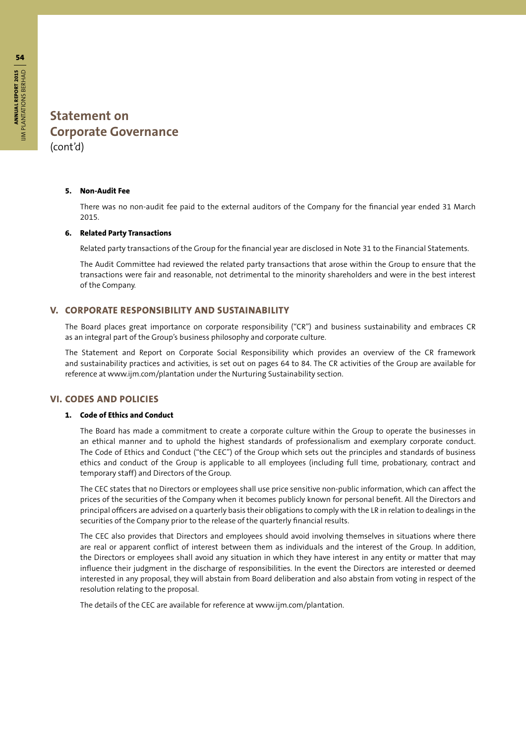# Statement on Corporate Governance
(cont'd)

**5. Non-Audit Fee**

There was no non-audit fee paid to the external auditors of the Company for the financial year ended 31 March 2015.

**6. Related Party Transactions**

Related party transactions of the Group for the financial year are disclosed in Note 31 to the Financial Statements.

The Audit Committee had reviewed the related party transactions that arose within the Group to ensure that the transactions were fair and reasonable, not detrimental to the minority shareholders and were in the best interest of the Company.

## V. CORPORATE RESPONSIBILITY AND SUSTAINABILITY

The Board places great importance on corporate responsibility ("CR") and business sustainability and embraces CR as an integral part of the Group's business philosophy and corporate culture.

The Statement and Report on Corporate Social Responsibility which provides an overview of the CR framework and sustainability practices and activities, is set out on pages 64 to 84. The CR activities of the Group are available for reference at www.ijm.com/plantation under the Nurturing Sustainability section.

## VI. CODES AND POLICIES

**1. Code of Ethics and Conduct**

The Board has made a commitment to create a corporate culture within the Group to operate the businesses in an ethical manner and to uphold the highest standards of professionalism and exemplary corporate conduct. The Code of Ethics and Conduct ("the CEC") of the Group which sets out the principles and standards of business ethics and conduct of the Group is applicable to all employees (including full time, probationary, contract and temporary staff) and Directors of the Group.

The CEC states that no Directors or employees shall use price sensitive non-public information, which can affect the prices of the securities of the Company when it becomes publicly known for personal benefit. All the Directors and principal officers are advised on a quarterly basis their obligations to comply with the LR in relation to dealings in the securities of the Company prior to the release of the quarterly financial results.

The CEC also provides that Directors and employees should avoid involving themselves in situations where there are real or apparent conflict of interest between them as individuals and the interest of the Group. In addition, the Directors or employees shall avoid any situation in which they have interest in any entity or matter that may influence their judgment in the discharge of responsibilities. In the event the Directors are interested or deemed interested in any proposal, they will abstain from Board deliberation and also abstain from voting in respect of the resolution relating to the proposal.

The details of the CEC are available for reference at www.ijm.com/plantation.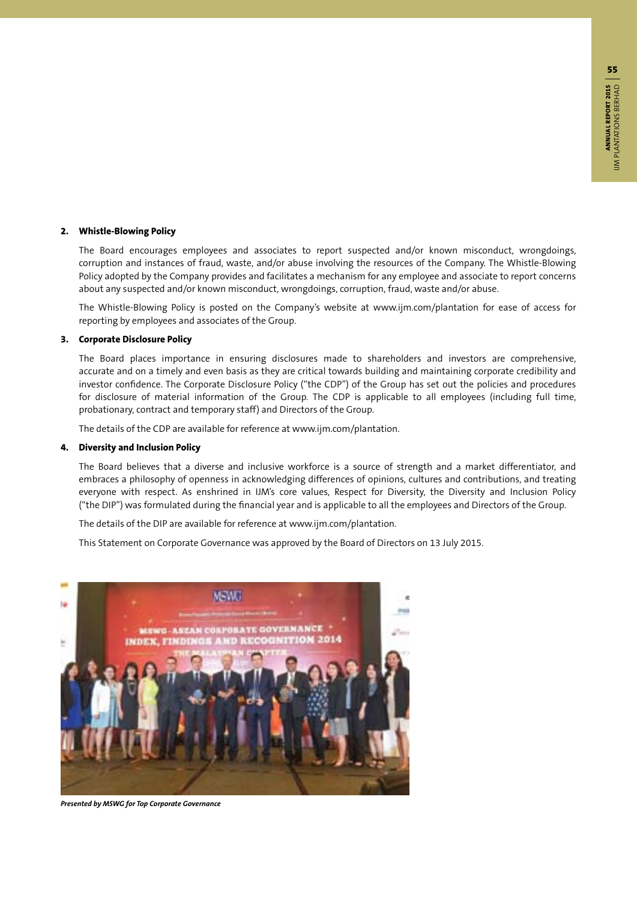**2. Whistle-Blowing Policy**

The Board encourages employees and associates to report suspected and/or known misconduct, wrongdoings, corruption and instances of fraud, waste, and/or abuse involving the resources of the Company. The Whistle-Blowing Policy adopted by the Company provides and facilitates a mechanism for any employee and associate to report concerns about any suspected and/or known misconduct, wrongdoings, corruption, fraud, waste and/or abuse.

The Whistle-Blowing Policy is posted on the Company's website at www.ijm.com/plantation for ease of access for reporting by employees and associates of the Group.

**3. Corporate Disclosure Policy**

The Board places importance in ensuring disclosures made to shareholders and investors are comprehensive, accurate and on a timely and even basis as they are critical towards building and maintaining corporate credibility and investor confidence. The Corporate Disclosure Policy ("the CDP") of the Group has set out the policies and procedures for disclosure of material information of the Group. The CDP is applicable to all employees (including full time, probationary, contract and temporary staff) and Directors of the Group.

The details of the CDP are available for reference at www.ijm.com/plantation.

**4. Diversity and Inclusion Policy**

The Board believes that a diverse and inclusive workforce is a source of strength and a market differentiator, and embraces a philosophy of openness in acknowledging differences of opinions, cultures and contributions, and treating everyone with respect. As enshrined in IJM's core values, Respect for Diversity, the Diversity and Inclusion Policy ("the DIP") was formulated during the financial year and is applicable to all the employees and Directors of the Group.

The details of the DIP are available for reference at www.ijm.com/plantation.

This Statement on Corporate Governance was approved by the Board of Directors on 13 July 2015.

***Presented by MSWG for Top Corporate Governance***